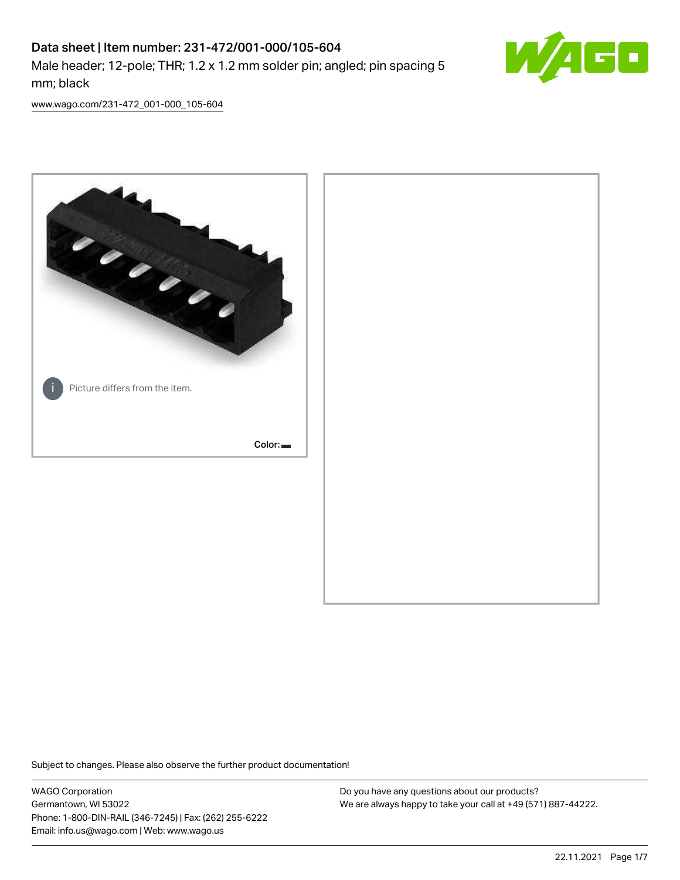# Data sheet | Item number: 231-472/001-000/105-604

Male header; 12-pole; THR; 1.2 x 1.2 mm solder pin; angled; pin spacing 5 mm; black

www.wago.com/231-472_001-000_105-604

Picture differs from the item.

Color:

Subject to changes. Please also observe the further product documentation!

WAGO Corporation
Germantown, WI 53022
Phone: 1-800-DIN-RAIL (346-7245) | Fax: (262) 255-6222
Email: info.us@wago.com | Web: www.wago.us

Do you have any questions about our products?
We are always happy to take your call at +49 (571) 887-44222.

22.11.2021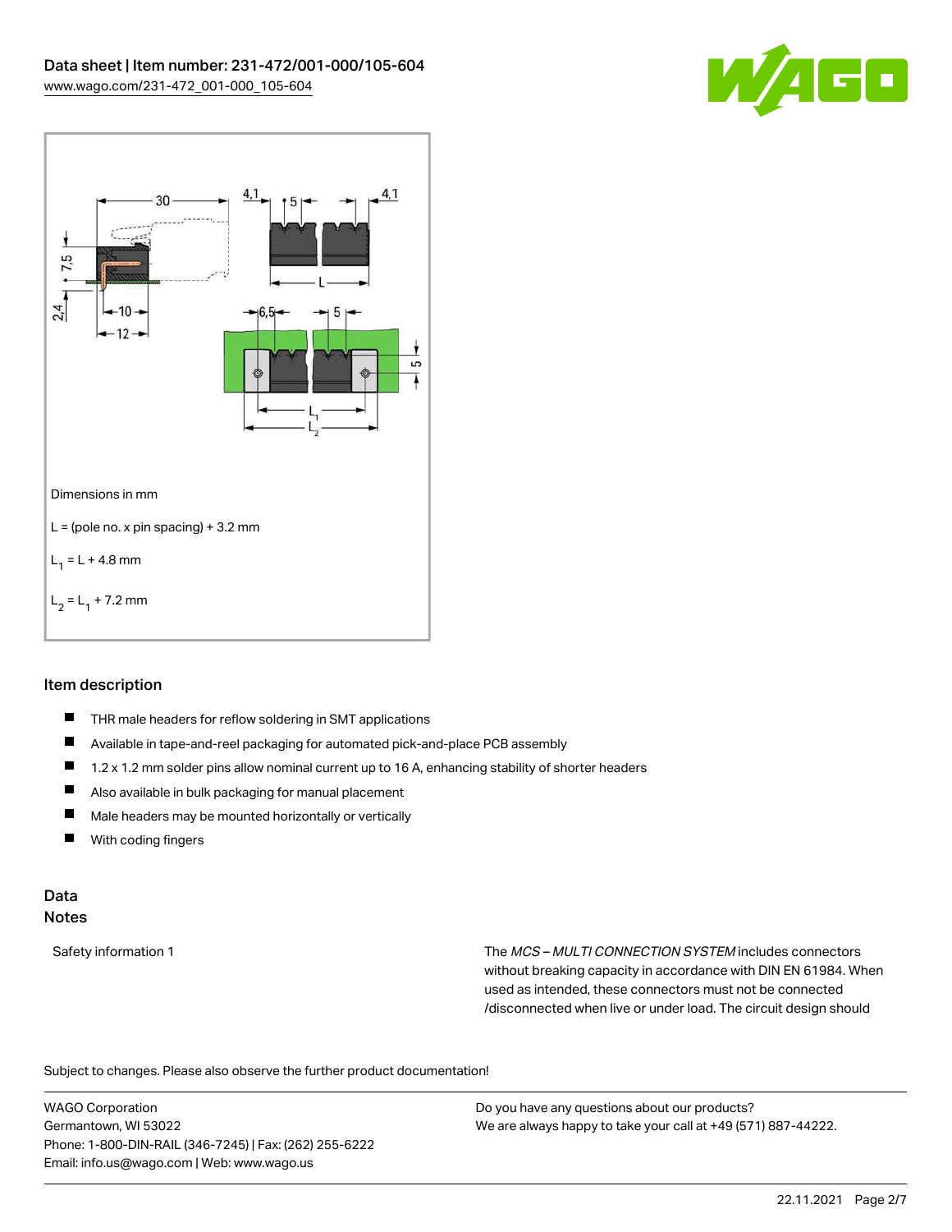Dimensions in mm

L = (pole no. x pin spacing) + 3.2 mm

$L_1$ = L + 4.8 mm

$L_2$ = $L_1$ + 7.2 mm

## Item description

- THR male headers for reflow soldering in SMT applications
- Available in tape-and-reel packaging for automated pick-and-place PCB assembly
- 1.2 x 1.2 mm solder pins allow nominal current up to 16 A, enhancing stability of shorter headers
- Also available in bulk packaging for manual placement
- Male headers may be mounted horizontally or vertically
- With coding fingers

## Data
## Notes

| | |
|---|---|
| Safety information 1 | The *MCS – MULTI CONNECTION SYSTEM* includes connectors without breaking capacity in accordance with DIN EN 61984. When used as intended, these connectors must not be connected /disconnected when live or under load. The circuit design should |

Subject to changes. Please also observe the further product documentation!

WAGO Corporation
Germantown, WI 53022
Phone: 1-800-DIN-RAIL (346-7245) | Fax: (262) 255-6222
Email: info.us@wago.com | Web: www.wago.us

Do you have any questions about our products?
We are always happy to take your call at +49 (571) 887-44222.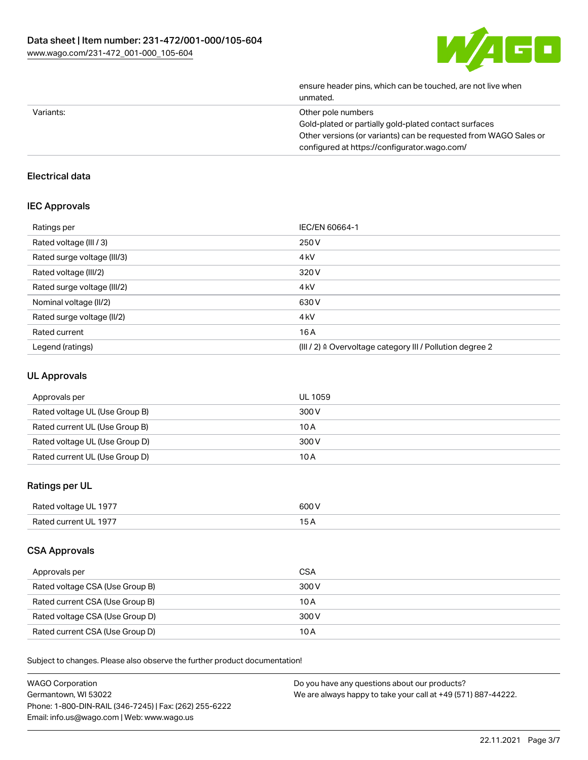| | |
|---|---|
| | ensure header pins, which can be touched, are not live when unmated. |
| Variants: | Other pole numbers<br>Gold-plated or partially gold-plated contact surfaces<br>Other versions (or variants) can be requested from WAGO Sales or configured at https://configurator.wago.com/ |

## Electrical data

### IEC Approvals

| | |
|---|---|
| Ratings per | IEC/EN 60664-1 |
| Rated voltage (III / 3) | 250 V |
| Rated surge voltage (III/3) | 4 kV |
| Rated voltage (III/2) | 320 V |
| Rated surge voltage (III/2) | 4 kV |
| Nominal voltage (II/2) | 630 V |
| Rated surge voltage (II/2) | 4 kV |
| Rated current | 16 A |
| Legend (ratings) | (III / 2) ≙ Overvoltage category III / Pollution degree 2 |

### UL Approvals

| | |
|---|---|
| Approvals per | UL 1059 |
| Rated voltage UL (Use Group B) | 300 V |
| Rated current UL (Use Group B) | 10 A |
| Rated voltage UL (Use Group D) | 300 V |
| Rated current UL (Use Group D) | 10 A |

### Ratings per UL

| | |
|---|---|
| Rated voltage UL 1977 | 600 V |
| Rated current UL 1977 | 15 A |

### CSA Approvals

| | |
|---|---|
| Approvals per | CSA |
| Rated voltage CSA (Use Group B) | 300 V |
| Rated current CSA (Use Group B) | 10 A |
| Rated voltage CSA (Use Group D) | 300 V |
| Rated current CSA (Use Group D) | 10 A |

Subject to changes. Please also observe the further product documentation!

WAGO Corporation
Germantown, WI 53022
Phone: 1-800-DIN-RAIL (346-7245) | Fax: (262) 255-6222
Email: info.us@wago.com | Web: www.wago.us

Do you have any questions about our products?
We are always happy to take your call at +49 (571) 887-44222.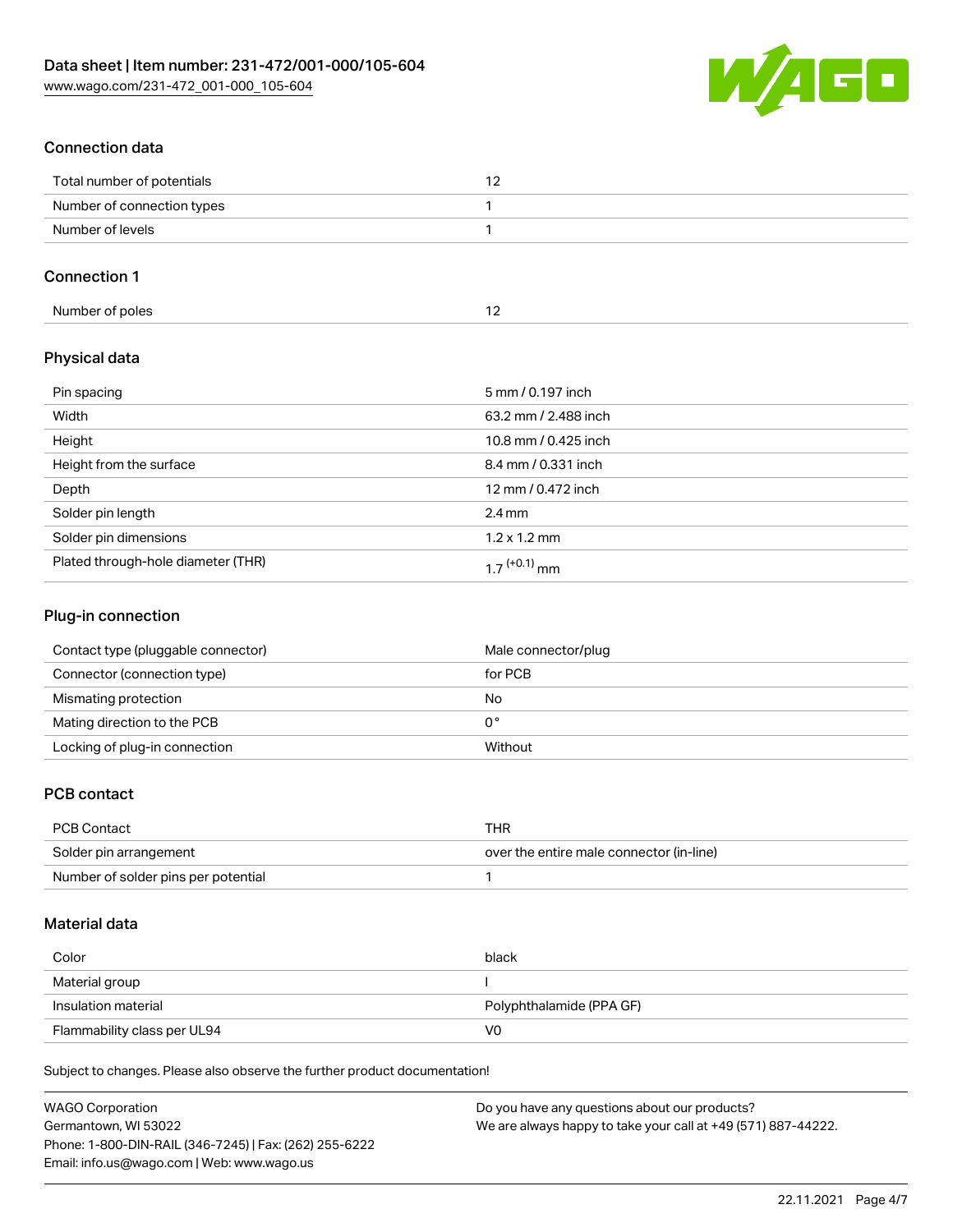## Connection data

| Total number of potentials | 12 |
| --- | --- |
| Number of connection types | 1 |
| Number of levels | 1 |

## Connection 1

| Number of poles | 12 |
| --- | --- |

## Physical data

| Pin spacing | 5 mm / 0.197 inch |
| --- | --- |
| Width | 63.2 mm / 2.488 inch |
| Height | 10.8 mm / 0.425 inch |
| Height from the surface | 8.4 mm / 0.331 inch |
| Depth | 12 mm / 0.472 inch |
| Solder pin length | 2.4 mm |
| Solder pin dimensions | 1.2 x 1.2 mm |
| Plated through-hole diameter (THR) | $1.7^{(+0.1)}$ mm |

## Plug-in connection

| Contact type (pluggable connector) | Male connector/plug |
| --- | --- |
| Connector (connection type) | for PCB |
| Mismating protection | No |
| Mating direction to the PCB | 0° |
| Locking of plug-in connection | Without |

## PCB contact

| PCB Contact | THR |
| --- | --- |
| Solder pin arrangement | over the entire male connector (in-line) |
| Number of solder pins per potential | 1 |

## Material data

| Color | black |
| --- | --- |
| Material group | I |
| Insulation material | Polyphthalamide (PPA GF) |
| Flammability class per UL94 | V0 |

Subject to changes. Please also observe the further product documentation!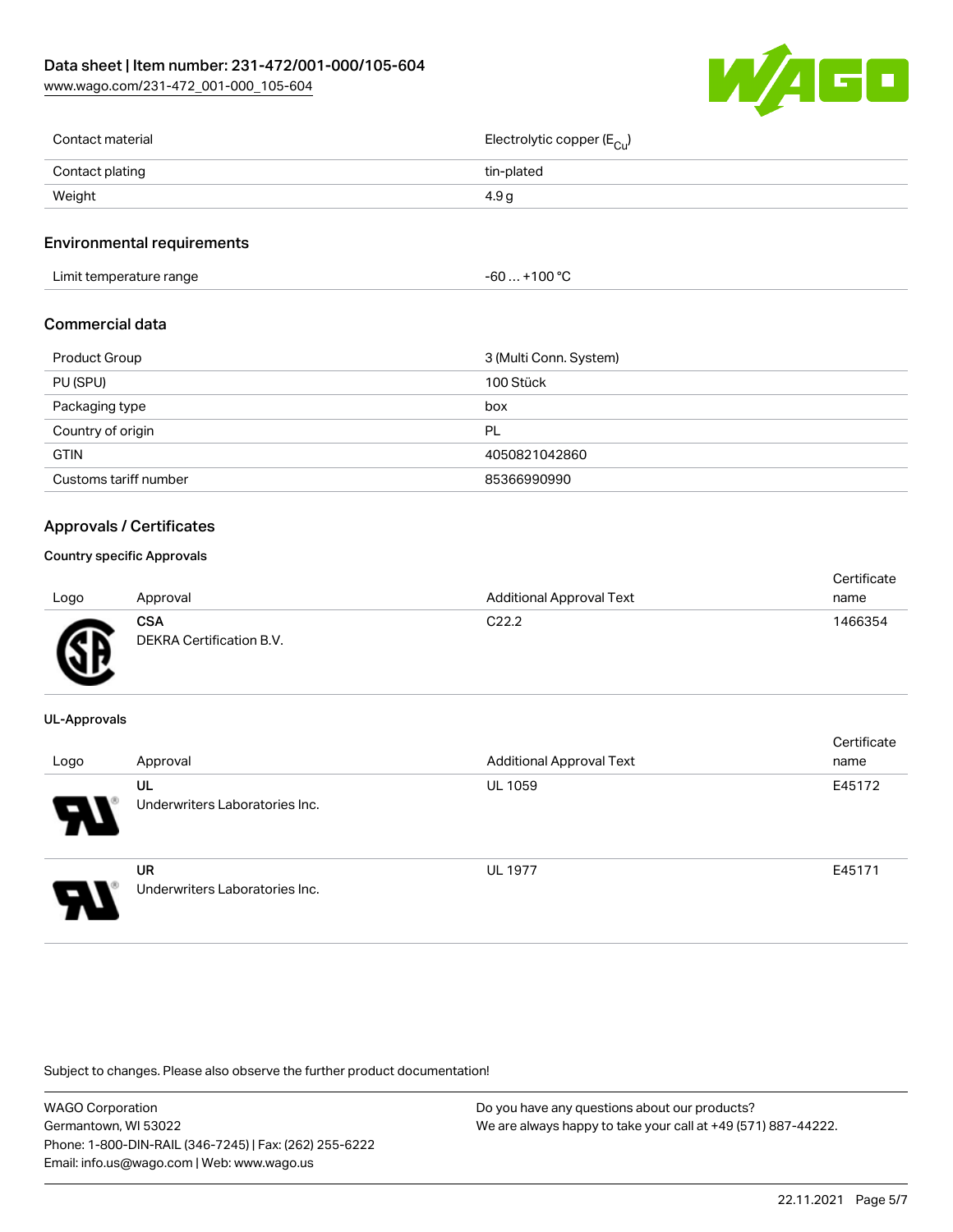| | |
|---|---|
| Contact material | Electrolytic copper ($E_{Cu}$) |
| Contact plating | tin-plated |
| Weight | 4.9 g |

## Environmental requirements

| | |
|---|---|
| Limit temperature range | -60 … +100 °C |

## Commercial data

| | |
|---|---|
| Product Group | 3 (Multi Conn. System) |
| PU (SPU) | 100 Stück |
| Packaging type | box |
| Country of origin | PL |
| GTIN | 4050821042860 |
| Customs tariff number | 85366990990 |

## Approvals / Certificates

### Country specific Approvals

| Logo | Approval | Additional Approval Text | Certificate name |
|---|---|---|---|
| | **CSA** DEKRA Certification B.V. | C22.2 | 1466354 |

### UL-Approvals

| Logo | Approval | Additional Approval Text | Certificate name |
|---|---|---|---|
| | **UL** Underwriters Laboratories Inc. | UL 1059 | E45172 |
| | **UR** Underwriters Laboratories Inc. | UL 1977 | E45171 |

Subject to changes. Please also observe the further product documentation!

WAGO Corporation
Germantown, WI 53022
Phone: 1-800-DIN-RAIL (346-7245) | Fax: (262) 255-6222
Email: info.us@wago.com | Web: www.wago.us

Do you have any questions about our products?
We are always happy to take your call at +49 (571) 887-44222.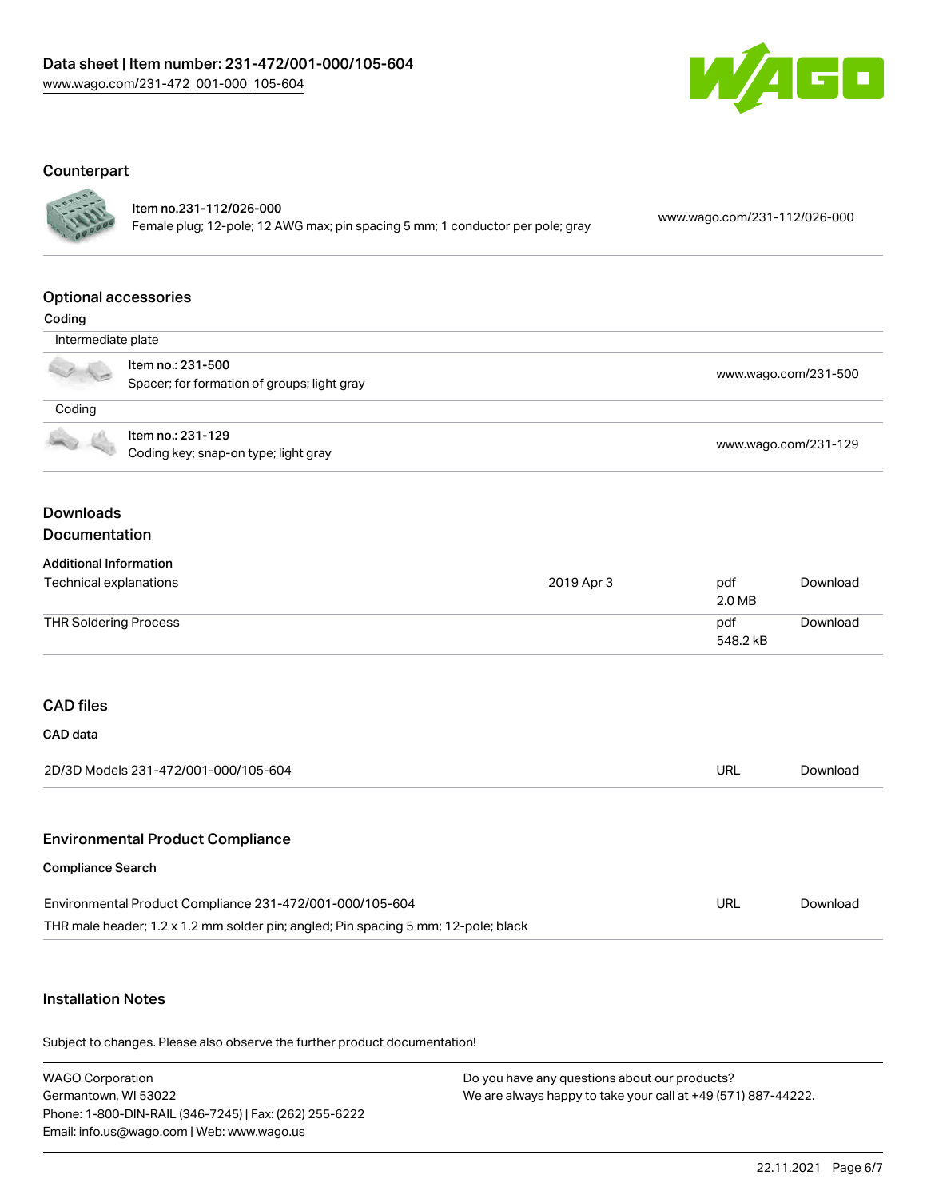## Counterpart

| | | |
|---|---|---|
| | Item no.231-112/026-000<br>Female plug; 12-pole; 12 AWG max; pin spacing 5 mm; 1 conductor per pole; gray | www.wago.com/231-112/026-000 |

## Optional accessories

Coding

| | | |
|---|---|---|
| Intermediate plate | | |
| | Item no.: 231-500<br>Spacer; for formation of groups; light gray | www.wago.com/231-500 |
| Coding | | |
| | Item no.: 231-129<br>Coding key; snap-on type; light gray | www.wago.com/231-129 |

## Downloads

## Documentation

**Additional Information**

| | | | |
|---|---|---|---|
| Technical explanations | 2019 Apr 3 | pdf<br>2.0 MB | Download |
| THR Soldering Process | | pdf<br>548.2 kB | Download |

## CAD files

**CAD data**

| | | |
|---|---|---|
| 2D/3D Models 231-472/001-000/105-604 | URL | Download |

## Environmental Product Compliance

**Compliance Search**

| | | |
|---|---|---|
| Environmental Product Compliance 231-472/001-000/105-604<br>THR male header; 1.2 x 1.2 mm solder pin; angled; Pin spacing 5 mm; 12-pole; black | URL | Download |

## Installation Notes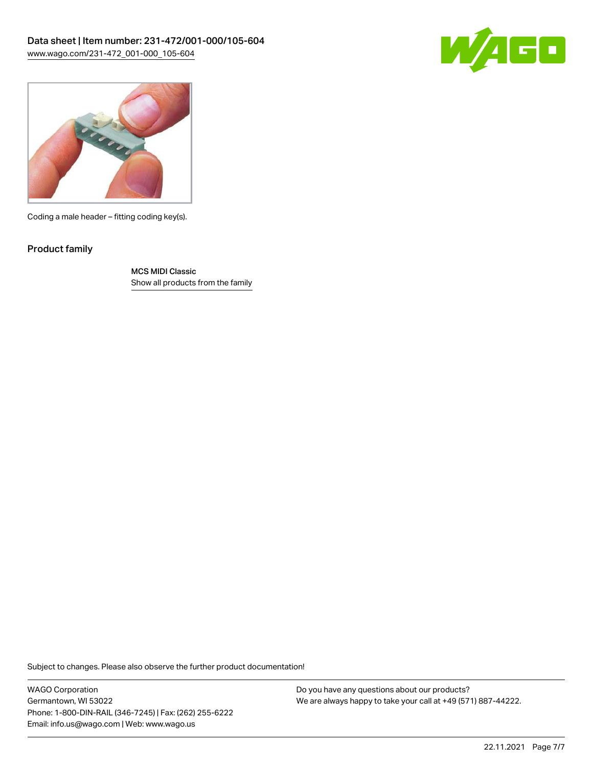Coding a male header – fitting coding key(s).

## Product family

MCS MIDI Classic
Show all products from the family

Subject to changes. Please also observe the further product documentation!

WAGO Corporation
Germantown, WI 53022
Phone: 1-800-DIN-RAIL (346-7245) | Fax: (262) 255-6222
Email: info.us@wago.com | Web: www.wago.us

Do you have any questions about our products?
We are always happy to take your call at +49 (571) 887-44222.